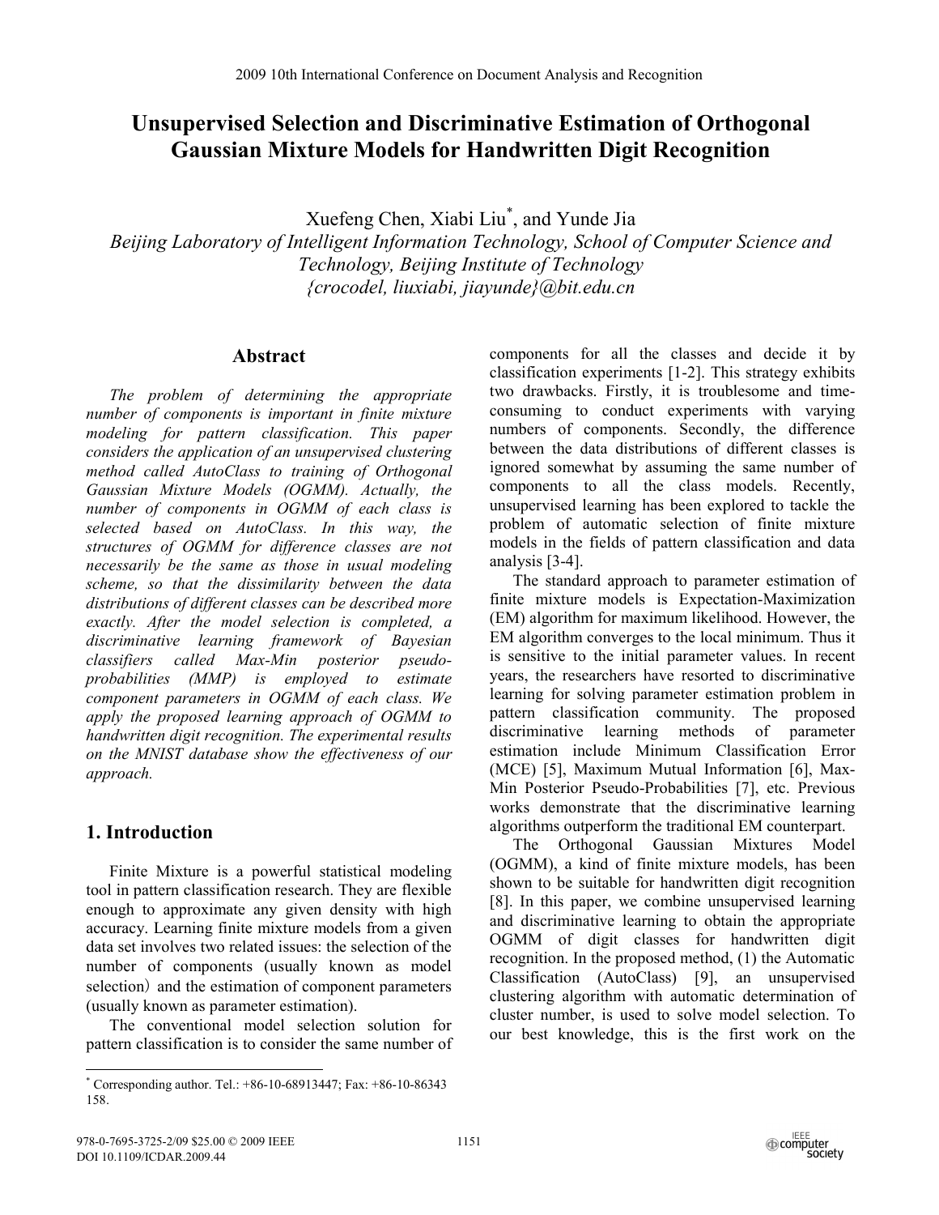# Unsupervised Selection and Discriminative Estimation of Orthogonal Gaussian Mixture Models for Handwritten Digit Recognition

Xuefeng Chen, Xiabi Liu*, and Yunde Jia

*Beijing Laboratory of Intelligent Information Technology, School of Computer Science and Technology, Beijing Institute of Technology*
*{crocodel, liuxiabi, jiayunde}@bit.edu.cn*

## Abstract

*The problem of determining the appropriate number of components is important in finite mixture modeling for pattern classification. This paper considers the application of an unsupervised clustering method called AutoClass to training of Orthogonal Gaussian Mixture Models (OGMM). Actually, the number of components in OGMM of each class is selected based on AutoClass. In this way, the structures of OGMM for difference classes are not necessarily be the same as those in usual modeling scheme, so that the dissimilarity between the data distributions of different classes can be described more exactly. After the model selection is completed, a discriminative learning framework of Bayesian classifiers called Max-Min posterior pseudo-probabilities (MMP) is employed to estimate component parameters in OGMM of each class. We apply the proposed learning approach of OGMM to handwritten digit recognition. The experimental results on the MNIST database show the effectiveness of our approach.*

## 1. Introduction

Finite Mixture is a powerful statistical modeling tool in pattern classification research. They are flexible enough to approximate any given density with high accuracy. Learning finite mixture models from a given data set involves two related issues: the selection of the number of components (usually known as model selection) and the estimation of component parameters (usually known as parameter estimation).

The conventional model selection solution for pattern classification is to consider the same number of components for all the classes and decide it by classification experiments [1-2]. This strategy exhibits two drawbacks. Firstly, it is troublesome and time-consuming to conduct experiments with varying numbers of components. Secondly, the difference between the data distributions of different classes is ignored somewhat by assuming the same number of components to all the class models. Recently, unsupervised learning has been explored to tackle the problem of automatic selection of finite mixture models in the fields of pattern classification and data analysis [3-4].

The standard approach to parameter estimation of finite mixture models is Expectation-Maximization (EM) algorithm for maximum likelihood. However, the EM algorithm converges to the local minimum. Thus it is sensitive to the initial parameter values. In recent years, the researchers have resorted to discriminative learning for solving parameter estimation problem in pattern classification community. The proposed discriminative learning methods of parameter estimation include Minimum Classification Error (MCE) [5], Maximum Mutual Information [6], Max-Min Posterior Pseudo-Probabilities [7], etc. Previous works demonstrate that the discriminative learning algorithms outperform the traditional EM counterpart.

The Orthogonal Gaussian Mixtures Model (OGMM), a kind of finite mixture models, has been shown to be suitable for handwritten digit recognition [8]. In this paper, we combine unsupervised learning and discriminative learning to obtain the appropriate OGMM of digit classes for handwritten digit recognition. In the proposed method, (1) the Automatic Classification (AutoClass) [9], an unsupervised clustering algorithm with automatic determination of cluster number, is used to solve model selection. To our best knowledge, this is the first work on the

---

* Corresponding author. Tel.: +86-10-68913447; Fax: +86-10-86343 158.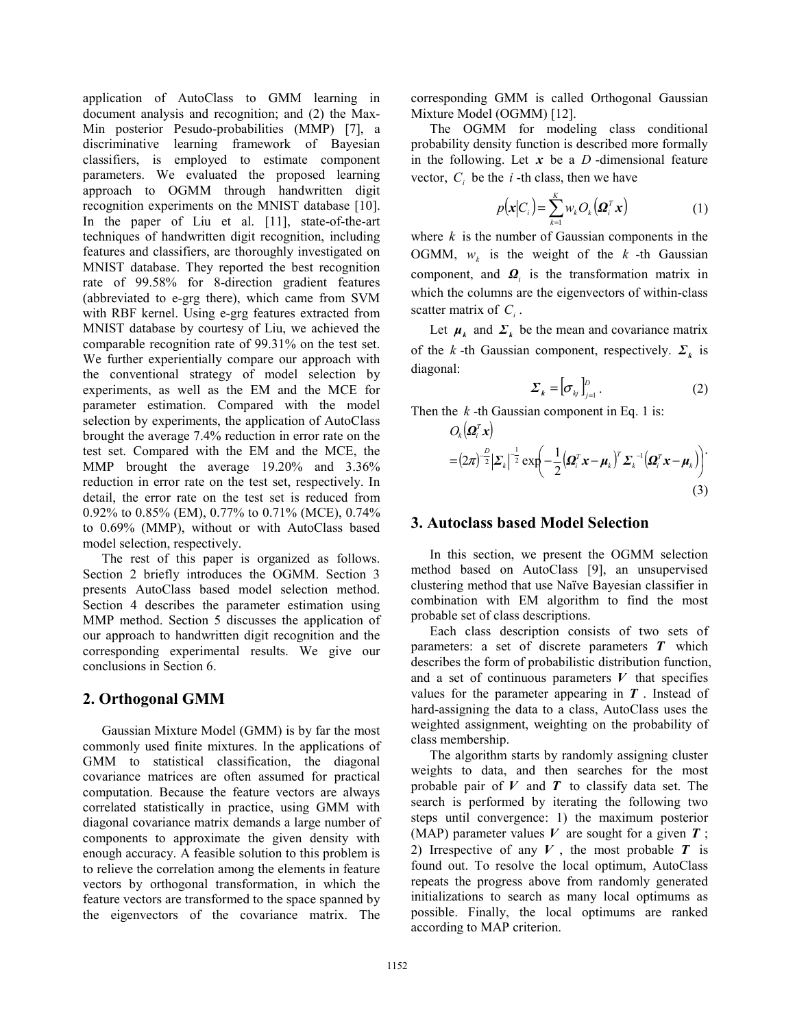application of AutoClass to GMM learning in document analysis and recognition; and (2) the Max-Min posterior Pesudo-probabilities (MMP) [7], a discriminative learning framework of Bayesian classifiers, is employed to estimate component parameters. We evaluated the proposed learning approach to OGMM through handwritten digit recognition experiments on the MNIST database [10]. In the paper of Liu et al. [11], state-of-the-art techniques of handwritten digit recognition, including features and classifiers, are thoroughly investigated on MNIST database. They reported the best recognition rate of 99.58% for 8-direction gradient features (abbreviated to e-grg there), which came from SVM with RBF kernel. Using e-grg features extracted from MNIST database by courtesy of Liu, we achieved the comparable recognition rate of 99.31% on the test set. We further experientially compare our approach with the conventional strategy of model selection by experiments, as well as the EM and the MCE for parameter estimation. Compared with the model selection by experiments, the application of AutoClass brought the average 7.4% reduction in error rate on the test set. Compared with the EM and the MCE, the MMP brought the average 19.20% and 3.36% reduction in error rate on the test set, respectively. In detail, the error rate on the test set is reduced from 0.92% to 0.85% (EM), 0.77% to 0.71% (MCE), 0.74% to 0.69% (MMP), without or with AutoClass based model selection, respectively.

The rest of this paper is organized as follows. Section 2 briefly introduces the OGMM. Section 3 presents AutoClass based model selection method. Section 4 describes the parameter estimation using MMP method. Section 5 discusses the application of our approach to handwritten digit recognition and the corresponding experimental results. We give our conclusions in Section 6.

## 2. Orthogonal GMM

Gaussian Mixture Model (GMM) is by far the most commonly used finite mixtures. In the applications of GMM to statistical classification, the diagonal covariance matrices are often assumed for practical computation. Because the feature vectors are always correlated statistically in practice, using GMM with diagonal covariance matrix demands a large number of components to approximate the given density with enough accuracy. A feasible solution to this problem is to relieve the correlation among the elements in feature vectors by orthogonal transformation, in which the feature vectors are transformed to the space spanned by the eigenvectors of the covariance matrix. The corresponding GMM is called Orthogonal Gaussian Mixture Model (OGMM) [12].

The OGMM for modeling class conditional probability density function is described more formally in the following. Let $\boldsymbol{x}$ be a $D$-dimensional feature vector, $C_i$ be the $i$-th class, then we have

$$p(\boldsymbol{x}|C_i) = \sum_{k=1}^{K} w_k O_k\left(\boldsymbol{\Omega}_i^T \boldsymbol{x}\right) \tag{1}$$

where $k$ is the number of Gaussian components in the OGMM, $w_k$ is the weight of the $k$-th Gaussian component, and $\boldsymbol{\Omega}_i$ is the transformation matrix in which the columns are the eigenvectors of within-class scatter matrix of $C_i$.

Let $\boldsymbol{\mu}_k$ and $\boldsymbol{\Sigma}_k$ be the mean and covariance matrix of the $k$-th Gaussian component, respectively. $\boldsymbol{\Sigma}_k$ is diagonal:

$$\boldsymbol{\Sigma}_k = \left[\sigma_{kj}\right]_{j=1}^{D}. \tag{2}$$

Then the $k$-th Gaussian component in Eq. 1 is:

$$\begin{aligned} & O_k\left(\boldsymbol{\Omega}_i^T \boldsymbol{x}\right) \\ & = (2\pi)^{-\frac{D}{2}} \left|\boldsymbol{\Sigma}_k\right|^{-\frac{1}{2}} \exp\left(-\frac{1}{2}\left(\boldsymbol{\Omega}_i^T \boldsymbol{x} - \boldsymbol{\mu}_k\right)^T \boldsymbol{\Sigma}_k^{-1}\left(\boldsymbol{\Omega}_i^T \boldsymbol{x} - \boldsymbol{\mu}_k\right)\right). \end{aligned} \tag{3}$$

## 3. Autoclass based Model Selection

In this section, we present the OGMM selection method based on AutoClass [9], an unsupervised clustering method that use Naïve Bayesian classifier in combination with EM algorithm to find the most probable set of class descriptions.

Each class description consists of two sets of parameters: a set of discrete parameters $\boldsymbol{T}$ which describes the form of probabilistic distribution function, and a set of continuous parameters $\boldsymbol{V}$ that specifies values for the parameter appearing in $\boldsymbol{T}$. Instead of hard-assigning the data to a class, AutoClass uses the weighted assignment, weighting on the probability of class membership.

The algorithm starts by randomly assigning cluster weights to data, and then searches for the most probable pair of $\boldsymbol{V}$ and $\boldsymbol{T}$ to classify data set. The search is performed by iterating the following two steps until convergence: 1) the maximum posterior (MAP) parameter values $\boldsymbol{V}$ are sought for a given $\boldsymbol{T}$; 2) Irrespective of any $\boldsymbol{V}$, the most probable $\boldsymbol{T}$ is found out. To resolve the local optimum, AutoClass repeats the progress above from randomly generated initializations to search as many local optimums as possible. Finally, the local optimums are ranked according to MAP criterion.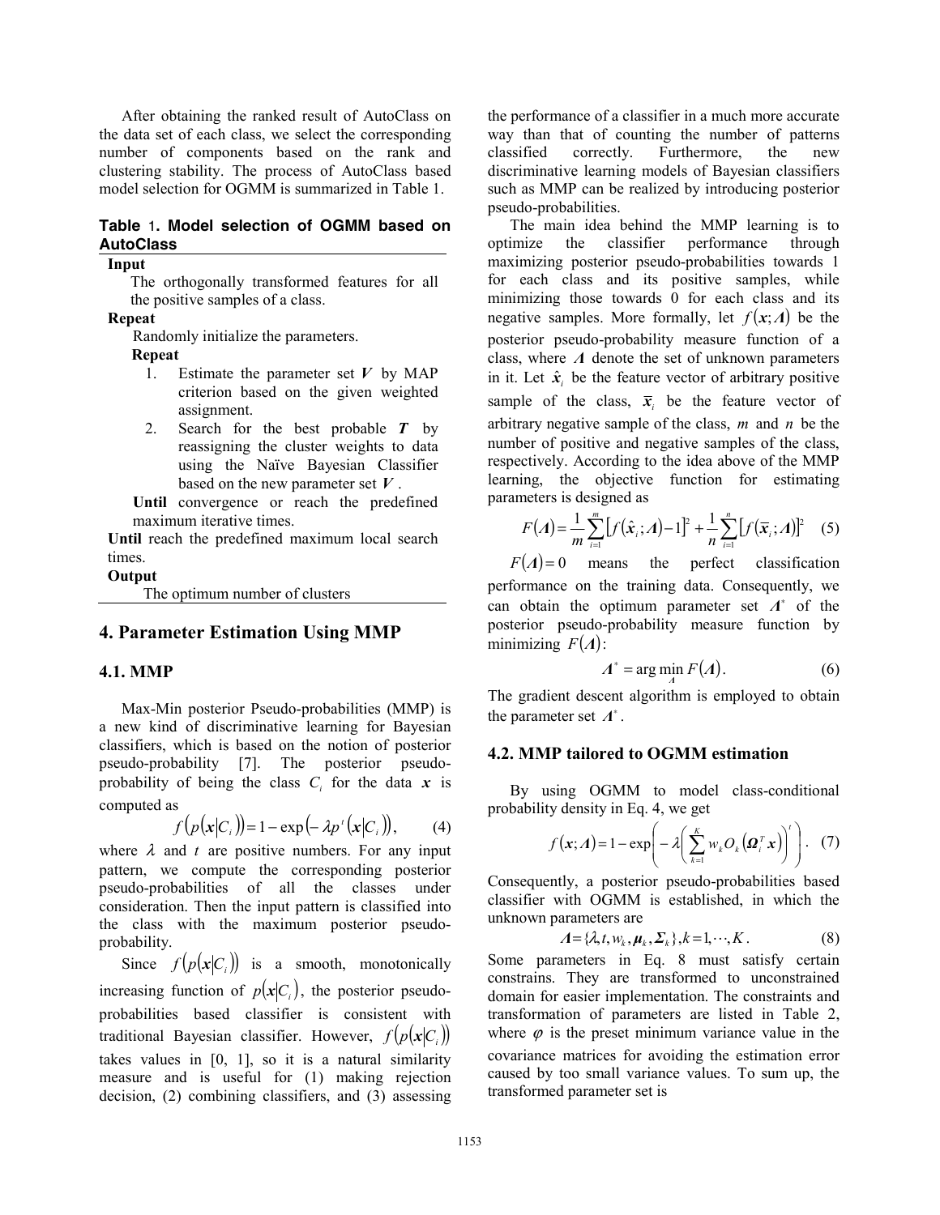After obtaining the ranked result of AutoClass on the data set of each class, we select the corresponding number of components based on the rank and clustering stability. The process of AutoClass based model selection for OGMM is summarized in Table 1.

**Table 1. Model selection of OGMM based on AutoClass**

**Input**

The orthogonally transformed features for all the positive samples of a class.

**Repeat**

Randomly initialize the parameters.

**Repeat**

1. Estimate the parameter set $\boldsymbol{V}$ by MAP criterion based on the given weighted assignment.
2. Search for the best probable $\boldsymbol{T}$ by reassigning the cluster weights to data using the Naïve Bayesian Classifier based on the new parameter set $\boldsymbol{V}$.

**Until** convergence or reach the predefined maximum iterative times.

**Until** reach the predefined maximum local search times.

**Output**

The optimum number of clusters

## 4. Parameter Estimation Using MMP

### 4.1. MMP

Max-Min posterior Pseudo-probabilities (MMP) is a new kind of discriminative learning for Bayesian classifiers, which is based on the notion of posterior pseudo-probability [7]. The posterior pseudo-probability of being the class $C_i$ for the data $\boldsymbol{x}$ is computed as

$$f\left(p\left(\boldsymbol{x}|C_i\right)\right) = 1 - \exp\left(-\lambda p^t\left(\boldsymbol{x}|C_i\right)\right), \tag{4}$$

where $\lambda$ and $t$ are positive numbers. For any input pattern, we compute the corresponding posterior pseudo-probabilities of all the classes under consideration. Then the input pattern is classified into the class with the maximum posterior pseudo-probability.

Since $f\left(p\left(\boldsymbol{x}|C_i\right)\right)$ is a smooth, monotonically increasing function of $p\left(\boldsymbol{x}|C_i\right)$, the posterior pseudo-probabilities based classifier is consistent with traditional Bayesian classifier. However, $f\left(p\left(\boldsymbol{x}|C_i\right)\right)$ takes values in [0, 1], so it is a natural similarity measure and is useful for (1) making rejection decision, (2) combining classifiers, and (3) assessing the performance of a classifier in a much more accurate way than that of counting the number of patterns classified correctly. Furthermore, the new discriminative learning models of Bayesian classifiers such as MMP can be realized by introducing posterior pseudo-probabilities.

The main idea behind the MMP learning is to optimize the classifier performance through maximizing posterior pseudo-probabilities towards 1 for each class and its positive samples, while minimizing those towards 0 for each class and its negative samples. More formally, let $f\left(\boldsymbol{x};\boldsymbol{\Lambda}\right)$ be the posterior pseudo-probability measure function of a class, where $\boldsymbol{\Lambda}$ denote the set of unknown parameters in it. Let $\hat{\boldsymbol{x}}_i$ be the feature vector of arbitrary positive sample of the class, $\overline{\boldsymbol{x}}_i$ be the feature vector of arbitrary negative sample of the class, $m$ and $n$ be the number of positive and negative samples of the class, respectively. According to the idea above of the MMP learning, the objective function for estimating parameters is designed as

$$F\left(\boldsymbol{\Lambda}\right) = \frac{1}{m}\sum_{i=1}^{m}\left[f\left(\hat{\boldsymbol{x}}_i;\boldsymbol{\Lambda}\right) - 1\right]^2 + \frac{1}{n}\sum_{i=1}^{n}\left[f\left(\overline{\boldsymbol{x}}_i;\boldsymbol{\Lambda}\right)\right]^2 \tag{5}$$

$F\left(\boldsymbol{\Lambda}\right) = 0$ means the perfect classification performance on the training data. Consequently, we can obtain the optimum parameter set $\boldsymbol{\Lambda}^*$ of the posterior pseudo-probability measure function by minimizing $F\left(\boldsymbol{\Lambda}\right)$:

$$\boldsymbol{\Lambda}^* = \arg\min_{\boldsymbol{\Lambda}} F\left(\boldsymbol{\Lambda}\right). \tag{6}$$

The gradient descent algorithm is employed to obtain the parameter set $\boldsymbol{\Lambda}^*$.

### 4.2. MMP tailored to OGMM estimation

By using OGMM to model class-conditional probability density in Eq. 4, we get

$$f\left(\boldsymbol{x};\boldsymbol{\Lambda}\right) = 1 - \exp\left(-\lambda\left(\sum_{k=1}^{K} w_k O_k\left(\boldsymbol{\Omega}_i^T\boldsymbol{x}\right)\right)^t\right). \tag{7}$$

Consequently, a posterior pseudo-probabilities based classifier with OGMM is established, in which the unknown parameters are

$$\boldsymbol{\Lambda} = \{\lambda, t, w_k, \boldsymbol{\mu}_k, \boldsymbol{\Sigma}_k\}, k = 1, \cdots, K. \tag{8}$$

Some parameters in Eq. 8 must satisfy certain constrains. They are transformed to unconstrained domain for easier implementation. The constraints and transformation of parameters are listed in Table 2, where $\varphi$ is the preset minimum variance value in the covariance matrices for avoiding the estimation error caused by too small variance values. To sum up, the transformed parameter set is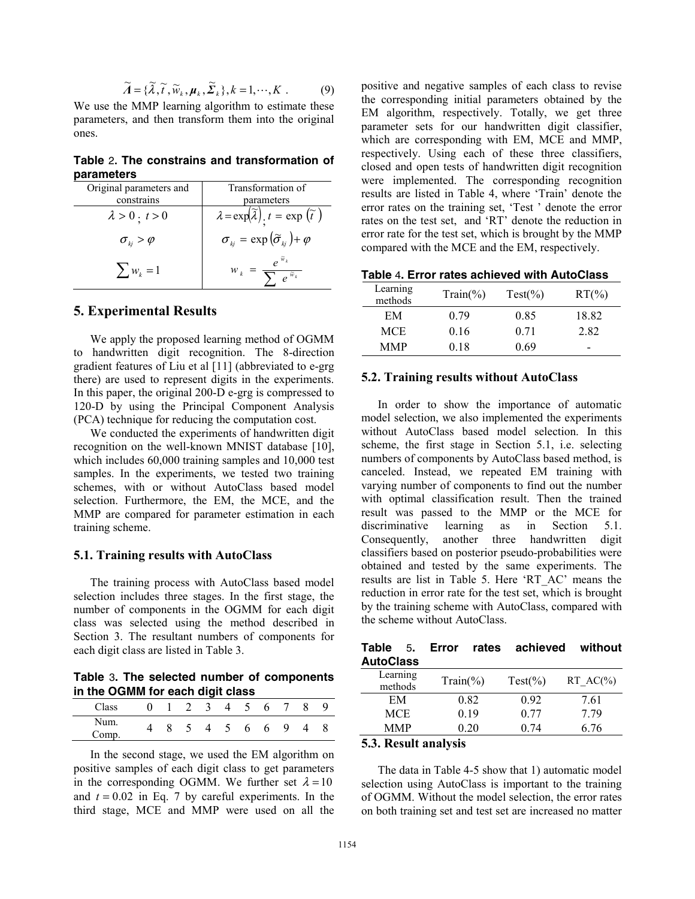$$\widetilde{\boldsymbol{\Lambda}} = \{\widetilde{\lambda}, \widetilde{t}, \widetilde{w}_k, \boldsymbol{\mu}_k, \widetilde{\boldsymbol{\Sigma}}_k\}, k = 1, \cdots, K \ . \qquad (9)$$

We use the MMP learning algorithm to estimate these parameters, and then transform them into the original ones.

**Table 2. The constrains and transformation of parameters**

| Original parameters and constrains | Transformation of parameters |
|---|---|
| $\lambda > 0$ ; $t > 0$ | $\lambda = \exp(\widetilde{\lambda})$ ; $t = \exp(\widetilde{t})$ |
| $\sigma_{kj} > \varphi$ | $\sigma_{kj} = \exp(\widetilde{\sigma}_{kj}) + \varphi$ |
| $\sum w_k = 1$ | $w_k = \frac{e^{\widetilde{w}_k}}{\sum e^{\widetilde{w}_k}}$ |

## 5. Experimental Results

We apply the proposed learning method of OGMM to handwritten digit recognition. The 8-direction gradient features of Liu et al [11] (abbreviated to e-grg there) are used to represent digits in the experiments. In this paper, the original 200-D e-grg is compressed to 120-D by using the Principal Component Analysis (PCA) technique for reducing the computation cost.

We conducted the experiments of handwritten digit recognition on the well-known MNIST database [10], which includes 60,000 training samples and 10,000 test samples. In the experiments, we tested two training schemes, with or without AutoClass based model selection. Furthermore, the EM, the MCE, and the MMP are compared for parameter estimation in each training scheme.

### 5.1. Training results with AutoClass

The training process with AutoClass based model selection includes three stages. In the first stage, the number of components in the OGMM for each digit class was selected using the method described in Section 3. The resultant numbers of components for each digit class are listed in Table 3.

**Table 3. The selected number of components in the OGMM for each digit class**

| Class | 0 | 1 | 2 | 3 | 4 | 5 | 6 | 7 | 8 | 9 |
|---|---|---|---|---|---|---|---|---|---|---|
| Num. Comp. | 4 | 8 | 5 | 4 | 5 | 6 | 6 | 9 | 4 | 8 |

In the second stage, we used the EM algorithm on positive samples of each digit class to get parameters in the corresponding OGMM. We further set $\lambda = 10$ and $t = 0.02$ in Eq. 7 by careful experiments. In the third stage, MCE and MMP were used on all the positive and negative samples of each class to revise the corresponding initial parameters obtained by the EM algorithm, respectively. Totally, we get three parameter sets for our handwritten digit classifier, which are corresponding with EM, MCE and MMP, respectively. Using each of these three classifiers, closed and open tests of handwritten digit recognition were implemented. The corresponding recognition results are listed in Table 4, where 'Train' denote the error rates on the training set, 'Test ' denote the error rates on the test set, and 'RT' denote the reduction in error rate for the test set, which is brought by the MMP compared with the MCE and the EM, respectively.

**Table 4. Error rates achieved with AutoClass**

| Learning methods | Train(%) | Test(%) | RT(%) |
|---|---|---|---|
| EM | 0.79 | 0.85 | 18.82 |
| MCE | 0.16 | 0.71 | 2.82 |
| MMP | 0.18 | 0.69 | - |

### 5.2. Training results without AutoClass

In order to show the importance of automatic model selection, we also implemented the experiments without AutoClass based model selection. In this scheme, the first stage in Section 5.1, i.e. selecting numbers of components by AutoClass based method, is canceled. Instead, we repeated EM training with varying number of components to find out the number with optimal classification result. Then the trained result was passed to the MMP or the MCE for discriminative learning as in Section 5.1. Consequently, another three handwritten digit classifiers based on posterior pseudo-probabilities were obtained and tested by the same experiments. The results are list in Table 5. Here 'RT_AC' means the reduction in error rate for the test set, which is brought by the training scheme with AutoClass, compared with the scheme without AutoClass.

**Table 5. Error rates achieved without AutoClass**

| Learning methods | Train(%) | Test(%) | RT_AC(%) |
|---|---|---|---|
| EM | 0.82 | 0.92 | 7.61 |
| MCE | 0.19 | 0.77 | 7.79 |
| MMP | 0.20 | 0.74 | 6.76 |

### 5.3. Result analysis

The data in Table 4-5 show that 1) automatic model selection using AutoClass is important to the training of OGMM. Without the model selection, the error rates on both training set and test set are increased no matter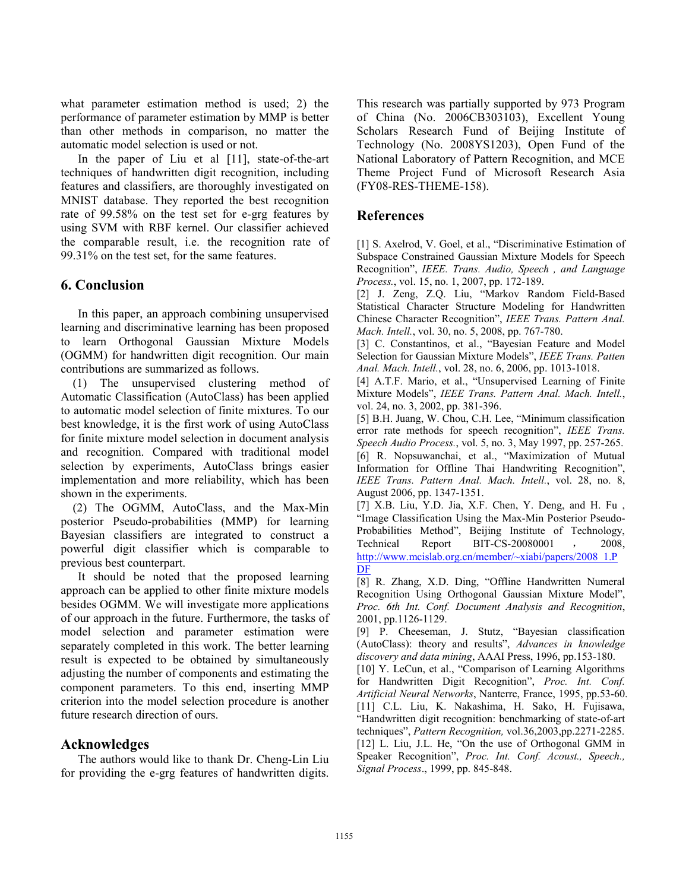what parameter estimation method is used; 2) the performance of parameter estimation by MMP is better than other methods in comparison, no matter the automatic model selection is used or not.

In the paper of Liu et al [11], state-of-the-art techniques of handwritten digit recognition, including features and classifiers, are thoroughly investigated on MNIST database. They reported the best recognition rate of 99.58% on the test set for e-grg features by using SVM with RBF kernel. Our classifier achieved the comparable result, i.e. the recognition rate of 99.31% on the test set, for the same features.

## 6. Conclusion

In this paper, an approach combining unsupervised learning and discriminative learning has been proposed to learn Orthogonal Gaussian Mixture Models (OGMM) for handwritten digit recognition. Our main contributions are summarized as follows.

(1) The unsupervised clustering method of Automatic Classification (AutoClass) has been applied to automatic model selection of finite mixtures. To our best knowledge, it is the first work of using AutoClass for finite mixture model selection in document analysis and recognition. Compared with traditional model selection by experiments, AutoClass brings easier implementation and more reliability, which has been shown in the experiments.

(2) The OGMM, AutoClass, and the Max-Min posterior Pseudo-probabilities (MMP) for learning Bayesian classifiers are integrated to construct a powerful digit classifier which is comparable to previous best counterpart.

It should be noted that the proposed learning approach can be applied to other finite mixture models besides OGMM. We will investigate more applications of our approach in the future. Furthermore, the tasks of model selection and parameter estimation were separately completed in this work. The better learning result is expected to be obtained by simultaneously adjusting the number of components and estimating the component parameters. To this end, inserting MMP criterion into the model selection procedure is another future research direction of ours.

## Acknowledges

The authors would like to thank Dr. Cheng-Lin Liu for providing the e-grg features of handwritten digits. This research was partially supported by 973 Program of China (No. 2006CB303103), Excellent Young Scholars Research Fund of Beijing Institute of Technology (No. 2008YS1203), Open Fund of the National Laboratory of Pattern Recognition, and MCE Theme Project Fund of Microsoft Research Asia (FY08-RES-THEME-158).

## References

[1] S. Axelrod, V. Goel, et al., "Discriminative Estimation of Subspace Constrained Gaussian Mixture Models for Speech Recognition", *IEEE. Trans. Audio, Speech , and Language Process.*, vol. 15, no. 1, 2007, pp. 172-189.

[2] J. Zeng, Z.Q. Liu, "Markov Random Field-Based Statistical Character Structure Modeling for Handwritten Chinese Character Recognition", *IEEE Trans. Pattern Anal. Mach. Intell.*, vol. 30, no. 5, 2008, pp. 767-780.

[3] C. Constantinos, et al., "Bayesian Feature and Model Selection for Gaussian Mixture Models", *IEEE Trans. Patten Anal. Mach. Intell.*, vol. 28, no. 6, 2006, pp. 1013-1018.

[4] A.T.F. Mario, et al., "Unsupervised Learning of Finite Mixture Models", *IEEE Trans. Pattern Anal. Mach. Intell.*, vol. 24, no. 3, 2002, pp. 381-396.

[5] B.H. Juang, W. Chou, C.H. Lee, "Minimum classification error rate methods for speech recognition", *IEEE Trans. Speech Audio Process.*, vol. 5, no. 3, May 1997, pp. 257-265.

[6] R. Nopsuwanchai, et al., "Maximization of Mutual Information for Offline Thai Handwriting Recognition", *IEEE Trans. Pattern Anal. Mach. Intell.*, vol. 28, no. 8, August 2006, pp. 1347-1351.

[7] X.B. Liu, Y.D. Jia, X.F. Chen, Y. Deng, and H. Fu , "Image Classification Using the Max-Min Posterior Pseudo-Probabilities Method", Beijing Institute of Technology, Technical Report BIT-CS-20080001 , 2008, http://www.mcislab.org.cn/member/~xiabi/papers/2008_1.PDF

[8] R. Zhang, X.D. Ding, "Offline Handwritten Numeral Recognition Using Orthogonal Gaussian Mixture Model", *Proc. 6th Int. Conf. Document Analysis and Recognition*, 2001, pp.1126-1129.

[9] P. Cheeseman, J. Stutz, "Bayesian classification (AutoClass): theory and results", *Advances in knowledge discovery and data mining*, AAAI Press, 1996, pp.153-180.

[10] Y. LeCun, et al., "Comparison of Learning Algorithms for Handwritten Digit Recognition", *Proc. Int. Conf. Artificial Neural Networks*, Nanterre, France, 1995, pp.53-60.

[11] C.L. Liu, K. Nakashima, H. Sako, H. Fujisawa, "Handwritten digit recognition: benchmarking of state-of-art techniques", *Pattern Recognition,* vol.36,2003,pp.2271-2285.

[12] L. Liu, J.L. He, "On the use of Orthogonal GMM in Speaker Recognition", *Proc. Int. Conf. Acoust., Speech., Signal Process*., 1999, pp. 845-848.